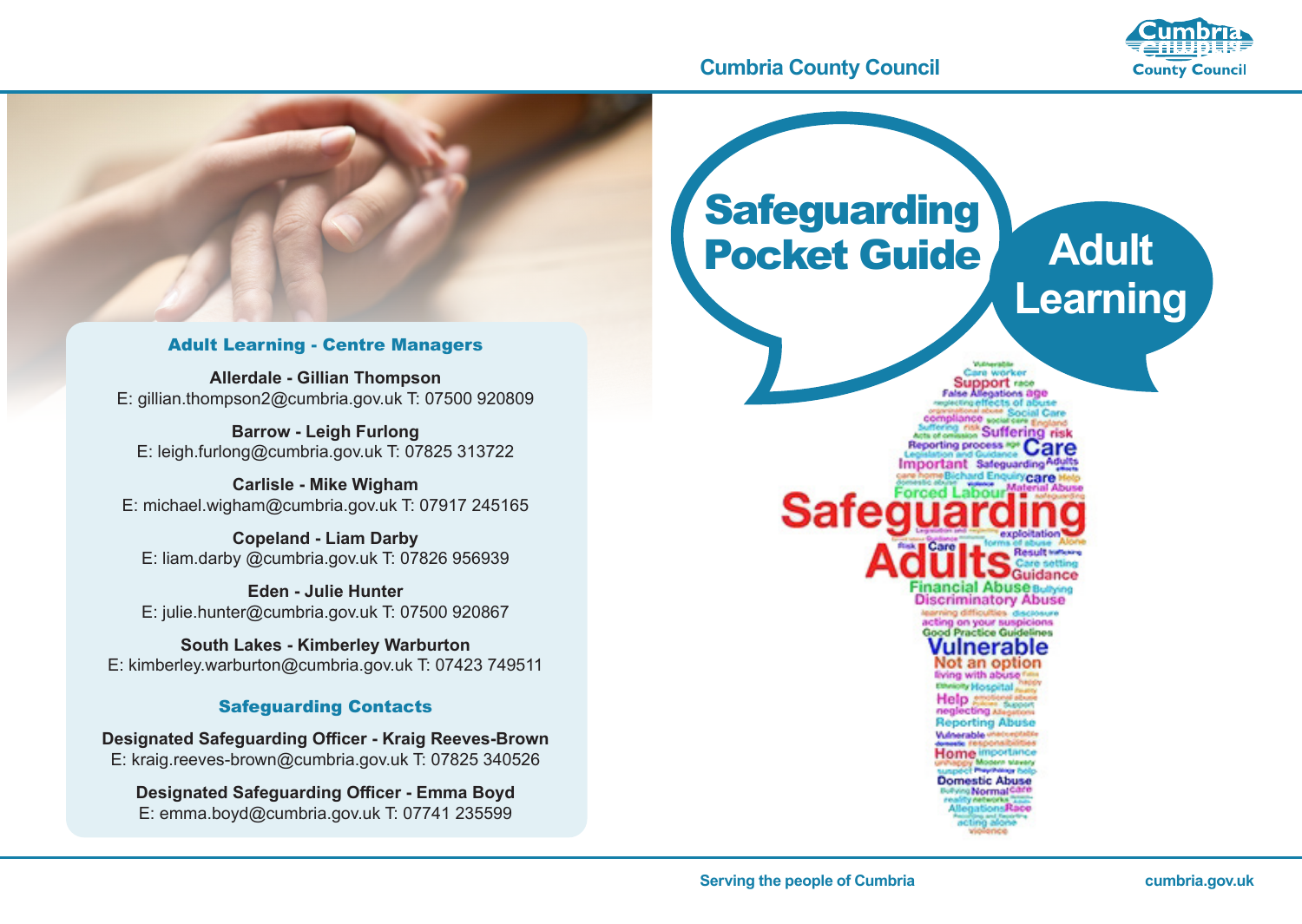Cumbria County Council

# Safeguarding Pocket Guide

## Adult Learning

### Adult Learning - Centre Managers

**Allerdale - Gillian Thompson**
E: gillian.thompson2@cumbria.gov.uk T: 07500 920809

**Barrow - Leigh Furlong**
E: leigh.furlong@cumbria.gov.uk T: 07825 313722

**Carlisle - Mike Wigham**
E: michael.wigham@cumbria.gov.uk T: 07917 245165

**Copeland - Liam Darby**
E: liam.darby @cumbria.gov.uk T: 07826 956939

**Eden - Julie Hunter**
E: julie.hunter@cumbria.gov.uk T: 07500 920867

**South Lakes - Kimberley Warburton**
E: kimberley.warburton@cumbria.gov.uk T: 07423 749511

### Safeguarding Contacts

**Designated Safeguarding Officer - Kraig Reeves-Brown**
E: kraig.reeves-brown@cumbria.gov.uk T: 07825 340526

**Designated Safeguarding Officer - Emma Boyd**
E: emma.boyd@cumbria.gov.uk T: 07741 235599

Serving the people of Cumbria

cumbria.gov.uk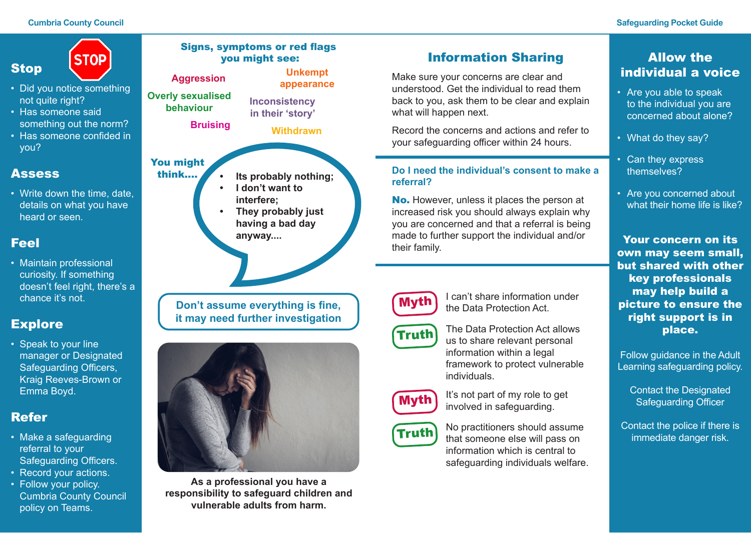## Stop

- Did you notice something not quite right?
- Has someone said something out the norm?
- Has someone confided in you?

## Assess

- Write down the time, date, details on what you have heard or seen.

## Feel

- Maintain professional curiosity. If something doesn't feel right, there's a chance it's not.

## Explore

- Speak to your line manager or Designated Safeguarding Officers, Kraig Reeves-Brown or Emma Boyd.

## Refer

- Make a safeguarding referral to your Safeguarding Officers.
- Record your actions.
- Follow your policy. Cumbria County Council policy on Teams.

## Signs, symptoms or red flags you might see:

Aggression

Unkempt appearance

Overly sexualised behaviour

Inconsistency in their 'story'

Bruising

Withdrawn

**You might think....**

- **Its probably nothing;**
- **I don't want to interfere;**
- **They probably just having a bad day anyway....**

**Don't assume everything is fine, it may need further investigation**

**As a professional you have a responsibility to safeguard children and vulnerable adults from harm.**

## Information Sharing

Make sure your concerns are clear and understood. Get the individual to read them back to you, ask them to be clear and explain what will happen next.

Record the concerns and actions and refer to your safeguarding officer within 24 hours.

### Do I need the individual's consent to make a referral?

**No.** However, unless it places the person at increased risk you should always explain why you are concerned and that a referral is being made to further support the individual and/or their family.

**Myth** I can't share information under the Data Protection Act.

**Truth** The Data Protection Act allows us to share relevant personal information within a legal framework to protect vulnerable individuals.

**Myth** It's not part of my role to get involved in safeguarding.

**Truth** No practitioners should assume that someone else will pass on information which is central to safeguarding individuals welfare.

## Allow the individual a voice

- Are you able to speak to the individual you are concerned about alone?
- What do they say?
- Can they express themselves?
- Are you concerned about what their home life is like?

**Your concern on its own may seem small, but shared with other key professionals may help build a picture to ensure the right support is in place.**

Follow guidance in the Adult Learning safeguarding policy.

Contact the Designated Safeguarding Officer

Contact the police if there is immediate danger risk.